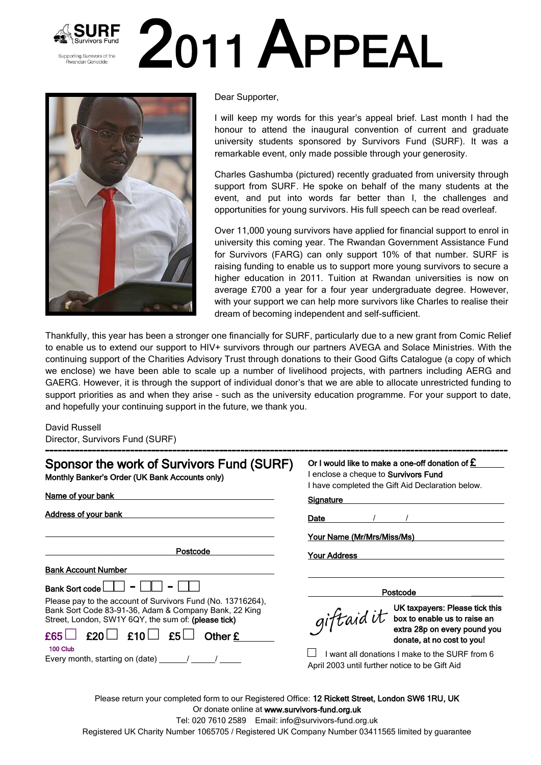SURF
Survivors Fund

Supporting Survivors of the Rwandan Genocide

# 2011 APPEAL

Dear Supporter,

I will keep my words for this year's appeal brief. Last month I had the honour to attend the inaugural convention of current and graduate university students sponsored by Survivors Fund (SURF). It was a remarkable event, only made possible through your generosity.

Charles Gashumba (pictured) recently graduated from university through support from SURF. He spoke on behalf of the many students at the event, and put into words far better than I, the challenges and opportunities for young survivors. His full speech can be read overleaf.

Over 11,000 young survivors have applied for financial support to enrol in university this coming year. The Rwandan Government Assistance Fund for Survivors (FARG) can only support 10% of that number. SURF is raising funding to enable us to support more young survivors to secure a higher education in 2011. Tuition at Rwandan universities is now on average £700 a year for a four year undergraduate degree. However, with your support we can help more survivors like Charles to realise their dream of becoming independent and self-sufficient.

Thankfully, this year has been a stronger one financially for SURF, particularly due to a new grant from Comic Relief to enable us to extend our support to HIV+ survivors through our partners AVEGA and Solace Ministries. With the continuing support of the Charities Advisory Trust through donations to their Good Gifts Catalogue (a copy of which we enclose) we have been able to scale up a number of livelihood projects, with partners including AERG and GAERG. However, it is through the support of individual donor's that we are able to allocate unrestricted funding to support priorities as and when they arise – such as the university education programme. For your support to date, and hopefully your continuing support in the future, we thank you.

David Russell
Director, Survivors Fund (SURF)

---

## Sponsor the work of Survivors Fund (SURF)

**Monthly Banker's Order (UK Bank Accounts only)**

**Name of your bank** ______________________

**Address of your bank** ______________________

______________________

**Postcode** ______________________

**Bank Account Number** ______________________

**Bank Sort code** ☐☐ - ☐☐ - ☐☐

Please pay to the account of Survivors Fund (No. 13716264), Bank Sort Code 83-91-36, Adam & Company Bank, 22 King Street, London, SW1Y 6QY, the sum of: **(please tick)**

**£65** ☐ **£20** ☐ **£10** ☐ **£5** ☐ **Other £** ______
**100 Club**

Every month, starting on (date) ______/ _____/ _____

**Or I would like to make a one-off donation of £** ______

I enclose a cheque to **Survivors Fund**

I have completed the Gift Aid Declaration below.

**Signature** ______________________

**Date** ______/ ______/ ______

**Your Name (Mr/Mrs/Miss/Ms)** ______________________

**Your Address** ______________________

______________________

**Postcode** ______________________

giftaid it **UK taxpayers: Please tick this box to enable us to raise an extra 28p on every pound you donate, at no cost to you!**

☐ I want all donations I make to the SURF from 6 April 2003 until further notice to be Gift Aid

Please return your completed form to our Registered Office: **12 Rickett Street, London SW6 1RU, UK**
Or donate online at **www.survivors-fund.org.uk**
Tel: 020 7610 2589 Email: info@survivors-fund.org.uk
Registered UK Charity Number 1065705 / Registered UK Company Number 03411565 limited by guarantee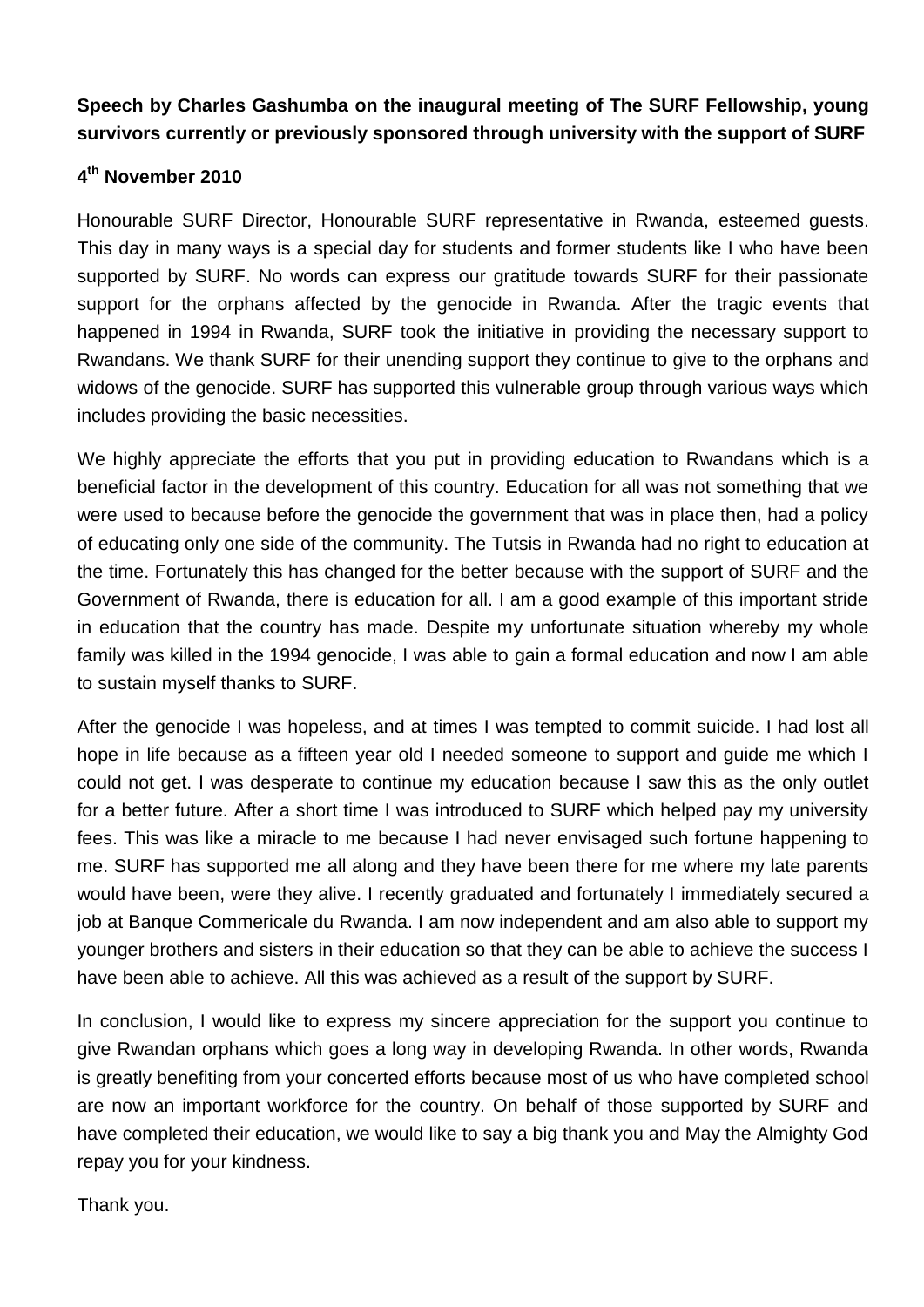**Speech by Charles Gashumba on the inaugural meeting of The SURF Fellowship, young survivors currently or previously sponsored through university with the support of SURF**

**4th November 2010**

Honourable SURF Director, Honourable SURF representative in Rwanda, esteemed guests. This day in many ways is a special day for students and former students like I who have been supported by SURF. No words can express our gratitude towards SURF for their passionate support for the orphans affected by the genocide in Rwanda. After the tragic events that happened in 1994 in Rwanda, SURF took the initiative in providing the necessary support to Rwandans. We thank SURF for their unending support they continue to give to the orphans and widows of the genocide. SURF has supported this vulnerable group through various ways which includes providing the basic necessities.

We highly appreciate the efforts that you put in providing education to Rwandans which is a beneficial factor in the development of this country. Education for all was not something that we were used to because before the genocide the government that was in place then, had a policy of educating only one side of the community. The Tutsis in Rwanda had no right to education at the time. Fortunately this has changed for the better because with the support of SURF and the Government of Rwanda, there is education for all. I am a good example of this important stride in education that the country has made. Despite my unfortunate situation whereby my whole family was killed in the 1994 genocide, I was able to gain a formal education and now I am able to sustain myself thanks to SURF.

After the genocide I was hopeless, and at times I was tempted to commit suicide. I had lost all hope in life because as a fifteen year old I needed someone to support and guide me which I could not get. I was desperate to continue my education because I saw this as the only outlet for a better future. After a short time I was introduced to SURF which helped pay my university fees. This was like a miracle to me because I had never envisaged such fortune happening to me. SURF has supported me all along and they have been there for me where my late parents would have been, were they alive. I recently graduated and fortunately I immediately secured a job at Banque Commericale du Rwanda. I am now independent and am also able to support my younger brothers and sisters in their education so that they can be able to achieve the success I have been able to achieve. All this was achieved as a result of the support by SURF.

In conclusion, I would like to express my sincere appreciation for the support you continue to give Rwandan orphans which goes a long way in developing Rwanda. In other words, Rwanda is greatly benefiting from your concerted efforts because most of us who have completed school are now an important workforce for the country. On behalf of those supported by SURF and have completed their education, we would like to say a big thank you and May the Almighty God repay you for your kindness.

Thank you.